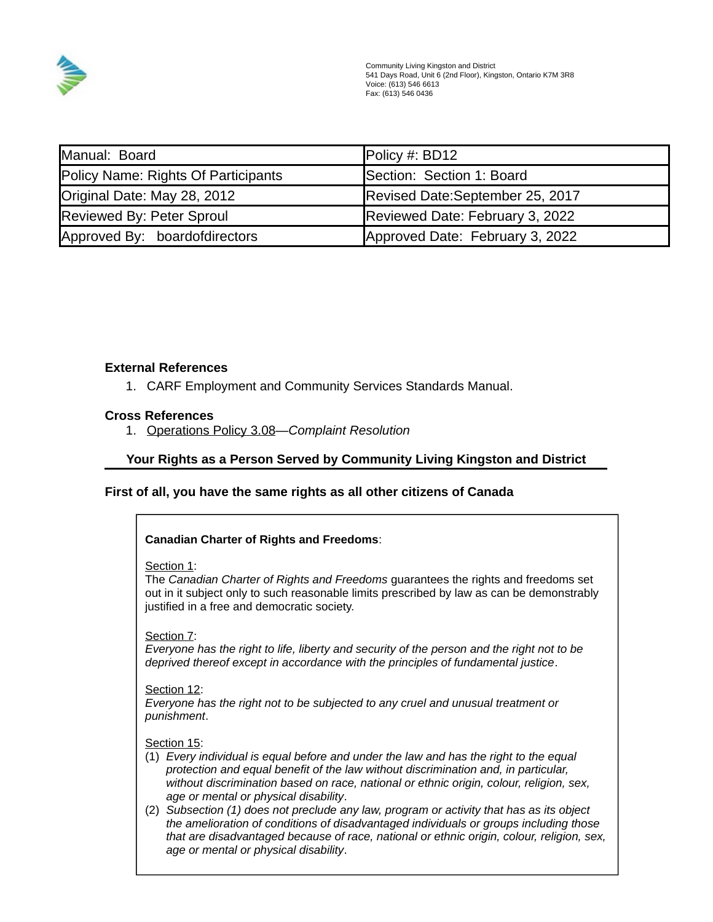Community Living Kingston and District
541 Days Road, Unit 6 (2nd Floor), Kingston, Ontario K7M 3R8
Voice: (613) 546 6613
Fax: (613) 546 0436

| Manual: Board | Policy #: BD12 |
|---|---|
| Policy Name: Rights Of Participants | Section: Section 1: Board |
| Original Date: May 28, 2012 | Revised Date:September 25, 2017 |
| Reviewed By: Peter Sproul | Reviewed Date: February 3, 2022 |
| Approved By: boardofdirectors | Approved Date: February 3, 2022 |

**External References**

1. CARF Employment and Community Services Standards Manual.

**Cross References**

1. Operations Policy 3.08—*Complaint Resolution*

## Your Rights as a Person Served by Community Living Kingston and District

**First of all, you have the same rights as all other citizens of Canada**

**Canadian Charter of Rights and Freedoms**:

Section 1:
The *Canadian Charter of Rights and Freedoms* guarantees the rights and freedoms set out in it subject only to such reasonable limits prescribed by law as can be demonstrably justified in a free and democratic society.

Section 7:
*Everyone has the right to life, liberty and security of the person and the right not to be deprived thereof except in accordance with the principles of fundamental justice*.

Section 12:
*Everyone has the right not to be subjected to any cruel and unusual treatment or punishment*.

Section 15:
(1) *Every individual is equal before and under the law and has the right to the equal protection and equal benefit of the law without discrimination and, in particular, without discrimination based on race, national or ethnic origin, colour, religion, sex, age or mental or physical disability*.
(2) *Subsection (1) does not preclude any law, program or activity that has as its object the amelioration of conditions of disadvantaged individuals or groups including those that are disadvantaged because of race, national or ethnic origin, colour, religion, sex, age or mental or physical disability*.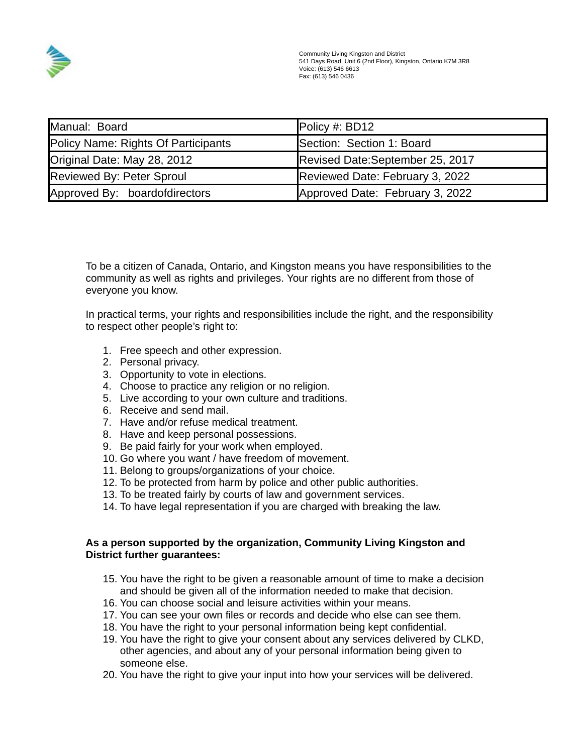Community Living Kingston and District
541 Days Road, Unit 6 (2nd Floor), Kingston, Ontario K7M 3R8
Voice: (613) 546 6613
Fax: (613) 546 0436

| Manual: Board | Policy #: BD12 |
| --- | --- |
| Policy Name: Rights Of Participants | Section: Section 1: Board |
| Original Date: May 28, 2012 | Revised Date:September 25, 2017 |
| Reviewed By: Peter Sproul | Reviewed Date: February 3, 2022 |
| Approved By: boardofdirectors | Approved Date: February 3, 2022 |

To be a citizen of Canada, Ontario, and Kingston means you have responsibilities to the community as well as rights and privileges. Your rights are no different from those of everyone you know.

In practical terms, your rights and responsibilities include the right, and the responsibility to respect other people's right to:

1. Free speech and other expression.
2. Personal privacy.
3. Opportunity to vote in elections.
4. Choose to practice any religion or no religion.
5. Live according to your own culture and traditions.
6. Receive and send mail.
7. Have and/or refuse medical treatment.
8. Have and keep personal possessions.
9. Be paid fairly for your work when employed.
10. Go where you want / have freedom of movement.
11. Belong to groups/organizations of your choice.
12. To be protected from harm by police and other public authorities.
13. To be treated fairly by courts of law and government services.
14. To have legal representation if you are charged with breaking the law.

**As a person supported by the organization, Community Living Kingston and District further guarantees:**

15. You have the right to be given a reasonable amount of time to make a decision and should be given all of the information needed to make that decision.
16. You can choose social and leisure activities within your means.
17. You can see your own files or records and decide who else can see them.
18. You have the right to your personal information being kept confidential.
19. You have the right to give your consent about any services delivered by CLKD, other agencies, and about any of your personal information being given to someone else.
20. You have the right to give your input into how your services will be delivered.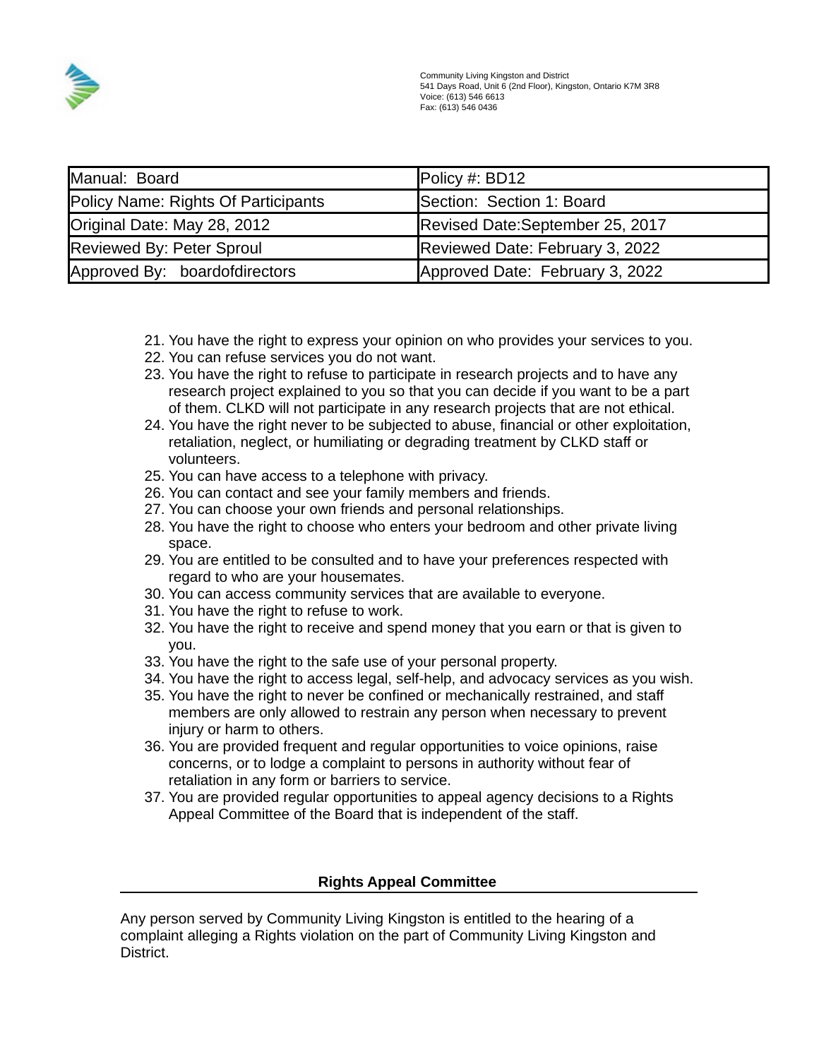Community Living Kingston and District
541 Days Road, Unit 6 (2nd Floor), Kingston, Ontario K7M 3R8
Voice: (613) 546 6613
Fax: (613) 546 0436

| Manual: Board | Policy #: BD12 |
| --- | --- |
| Policy Name: Rights Of Participants | Section: Section 1: Board |
| Original Date: May 28, 2012 | Revised Date:September 25, 2017 |
| Reviewed By: Peter Sproul | Reviewed Date: February 3, 2022 |
| Approved By: boardofdirectors | Approved Date: February 3, 2022 |

21. You have the right to express your opinion on who provides your services to you.
22. You can refuse services you do not want.
23. You have the right to refuse to participate in research projects and to have any research project explained to you so that you can decide if you want to be a part of them. CLKD will not participate in any research projects that are not ethical.
24. You have the right never to be subjected to abuse, financial or other exploitation, retaliation, neglect, or humiliating or degrading treatment by CLKD staff or volunteers.
25. You can have access to a telephone with privacy.
26. You can contact and see your family members and friends.
27. You can choose your own friends and personal relationships.
28. You have the right to choose who enters your bedroom and other private living space.
29. You are entitled to be consulted and to have your preferences respected with regard to who are your housemates.
30. You can access community services that are available to everyone.
31. You have the right to refuse to work.
32. You have the right to receive and spend money that you earn or that is given to you.
33. You have the right to the safe use of your personal property.
34. You have the right to access legal, self-help, and advocacy services as you wish.
35. You have the right to never be confined or mechanically restrained, and staff members are only allowed to restrain any person when necessary to prevent injury or harm to others.
36. You are provided frequent and regular opportunities to voice opinions, raise concerns, or to lodge a complaint to persons in authority without fear of retaliation in any form or barriers to service.
37. You are provided regular opportunities to appeal agency decisions to a Rights Appeal Committee of the Board that is independent of the staff.

## Rights Appeal Committee

Any person served by Community Living Kingston is entitled to the hearing of a complaint alleging a Rights violation on the part of Community Living Kingston and District.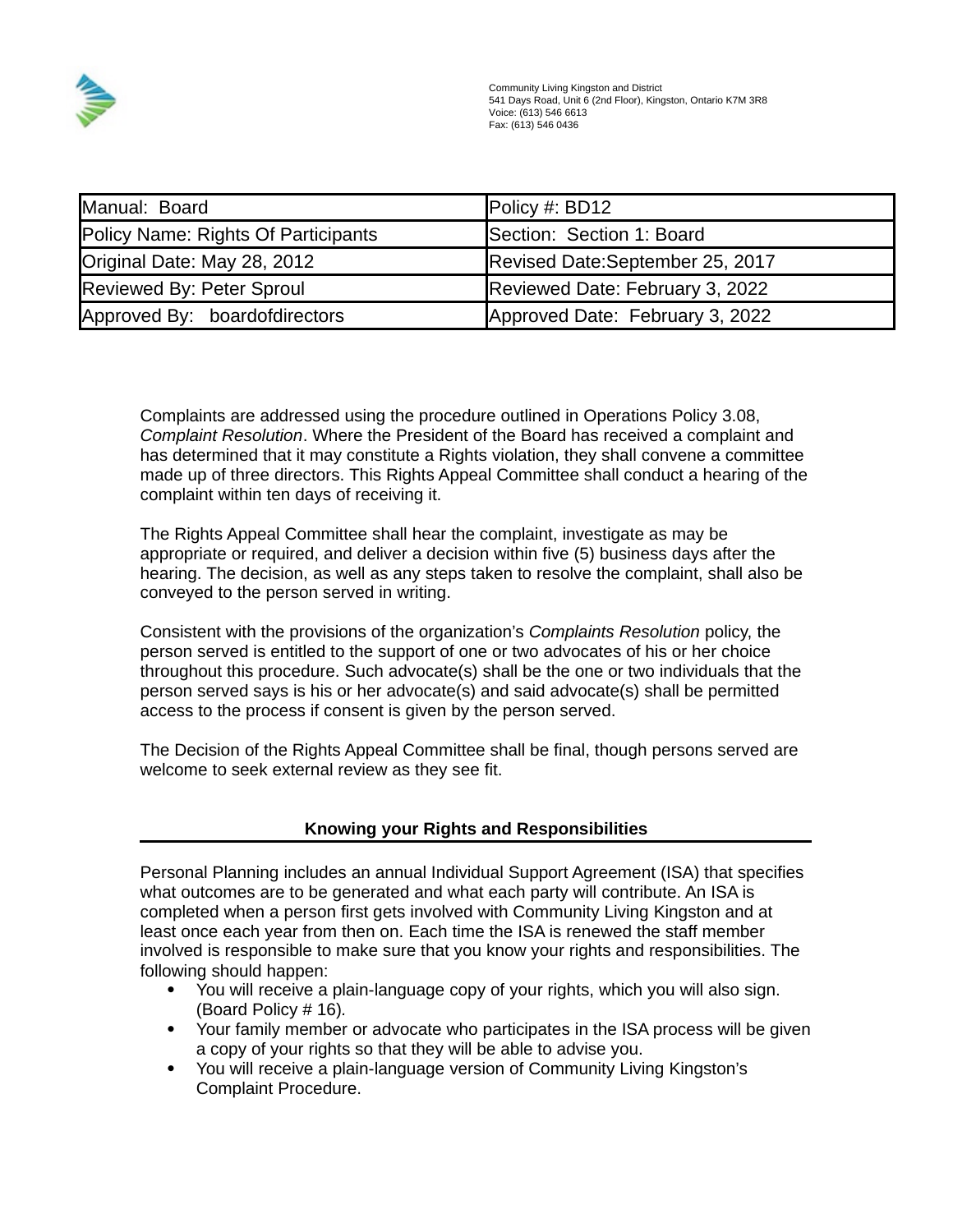Community Living Kingston and District
541 Days Road, Unit 6 (2nd Floor), Kingston, Ontario K7M 3R8
Voice: (613) 546 6613
Fax: (613) 546 0436

| Manual: Board | Policy #: BD12 |
| --- | --- |
| Policy Name: Rights Of Participants | Section: Section 1: Board |
| Original Date: May 28, 2012 | Revised Date:September 25, 2017 |
| Reviewed By: Peter Sproul | Reviewed Date: February 3, 2022 |
| Approved By: boardofdirectors | Approved Date: February 3, 2022 |

Complaints are addressed using the procedure outlined in Operations Policy 3.08, *Complaint Resolution*. Where the President of the Board has received a complaint and has determined that it may constitute a Rights violation, they shall convene a committee made up of three directors. This Rights Appeal Committee shall conduct a hearing of the complaint within ten days of receiving it.

The Rights Appeal Committee shall hear the complaint, investigate as may be appropriate or required, and deliver a decision within five (5) business days after the hearing. The decision, as well as any steps taken to resolve the complaint, shall also be conveyed to the person served in writing.

Consistent with the provisions of the organization's *Complaints Resolution* policy, the person served is entitled to the support of one or two advocates of his or her choice throughout this procedure. Such advocate(s) shall be the one or two individuals that the person served says is his or her advocate(s) and said advocate(s) shall be permitted access to the process if consent is given by the person served.

The Decision of the Rights Appeal Committee shall be final, though persons served are welcome to seek external review as they see fit.

## Knowing your Rights and Responsibilities

Personal Planning includes an annual Individual Support Agreement (ISA) that specifies what outcomes are to be generated and what each party will contribute. An ISA is completed when a person first gets involved with Community Living Kingston and at least once each year from then on. Each time the ISA is renewed the staff member involved is responsible to make sure that you know your rights and responsibilities. The following should happen:

- You will receive a plain-language copy of your rights, which you will also sign. (Board Policy # 16).
- Your family member or advocate who participates in the ISA process will be given a copy of your rights so that they will be able to advise you.
- You will receive a plain-language version of Community Living Kingston's Complaint Procedure.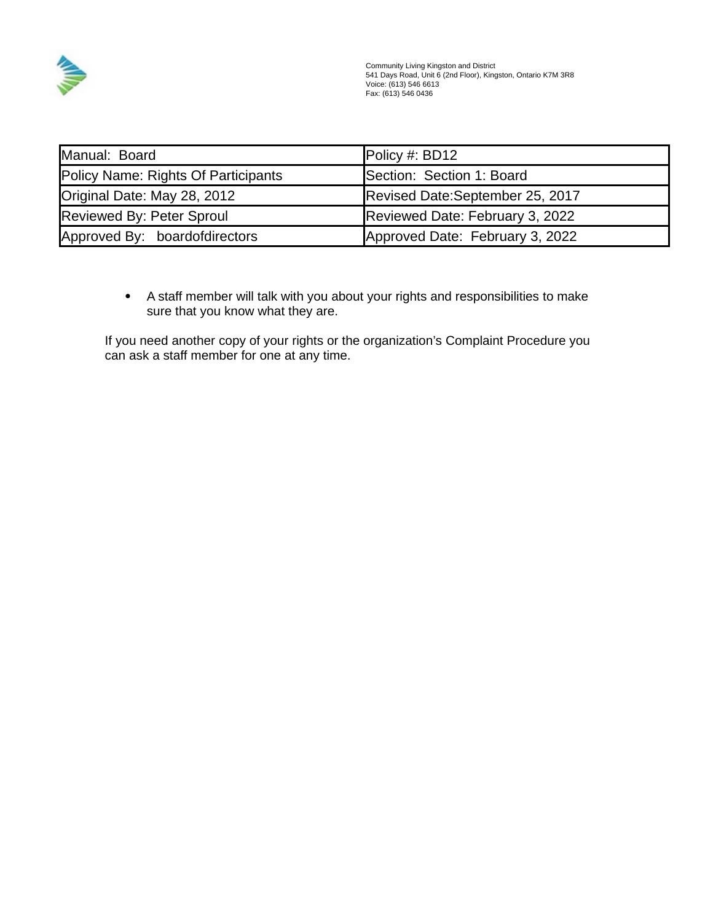| | |
|---|---|
| Manual: Board | Policy #: BD12 |
| Policy Name: Rights Of Participants | Section: Section 1: Board |
| Original Date: May 28, 2012 | Revised Date:September 25, 2017 |
| Reviewed By: Peter Sproul | Reviewed Date: February 3, 2022 |
| Approved By: boardofdirectors | Approved Date: February 3, 2022 |

- A staff member will talk with you about your rights and responsibilities to make sure that you know what they are.

If you need another copy of your rights or the organization's Complaint Procedure you can ask a staff member for one at any time.